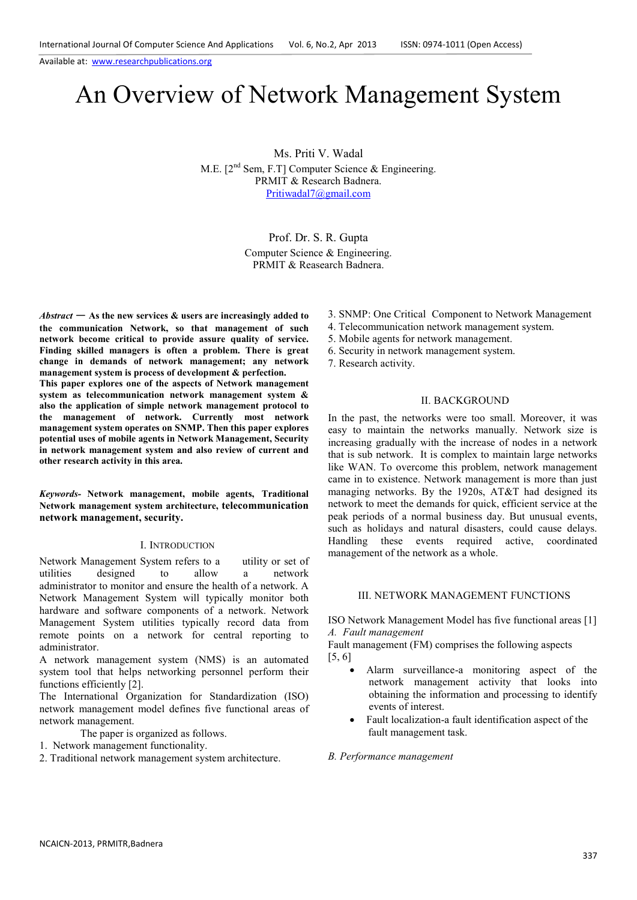# An Overview of Network Management System

Ms. Priti V. Wadal
M.E. [2nd Sem, F.T] Computer Science & Engineering.
PRMIT & Research Badnera.
Pritiwadal7@gmail.com

Prof. Dr. S. R. Gupta
Computer Science & Engineering.
PRMIT & Reasearch Badnera.

***Abstract*** — **As the new services & users are increasingly added to the communication Network, so that management of such network become critical to provide assure quality of service. Finding skilled managers is often a problem. There is great change in demands of network management; any network management system is process of development & perfection.**
**This paper explores one of the aspects of Network management system as telecommunication network management system & also the application of simple network management protocol to the management of network. Currently most network management system operates on SNMP. Then this paper explores potential uses of mobile agents in Network Management, Security in network management system and also review of current and other research activity in this area.**

***Keywords-*** **Network management, mobile agents, Traditional Network management system architecture, telecommunication network management, security.**

## I. Introduction

Network Management System refers to a utility or set of utilities designed to allow a network administrator to monitor and ensure the health of a network. A Network Management System will typically monitor both hardware and software components of a network. Network Management System utilities typically record data from remote points on a network for central reporting to administrator.

A network management system (NMS) is an automated system tool that helps networking personnel perform their functions efficiently [2].

The International Organization for Standardization (ISO) network management model defines five functional areas of network management.

The paper is organized as follows.

1. Network management functionality.
2. Traditional network management system architecture.
3. SNMP: One Critical Component to Network Management
4. Telecommunication network management system.
5. Mobile agents for network management.
6. Security in network management system.
7. Research activity.

## II. BACKGROUND

In the past, the networks were too small. Moreover, it was easy to maintain the networks manually. Network size is increasing gradually with the increase of nodes in a network that is sub network. It is complex to maintain large networks like WAN. To overcome this problem, network management came in to existence. Network management is more than just managing networks. By the 1920s, AT&T had designed its network to meet the demands for quick, efficient service at the peak periods of a normal business day. But unusual events, such as holidays and natural disasters, could cause delays. Handling these events required active, coordinated management of the network as a whole.

## III. NETWORK MANAGEMENT FUNCTIONS

ISO Network Management Model has five functional areas [1]

### *A. Fault management*

Fault management (FM) comprises the following aspects [5, 6]

- Alarm surveillance-a monitoring aspect of the network management activity that looks into obtaining the information and processing to identify events of interest.
- Fault localization-a fault identification aspect of the fault management task.

### *B. Performance management*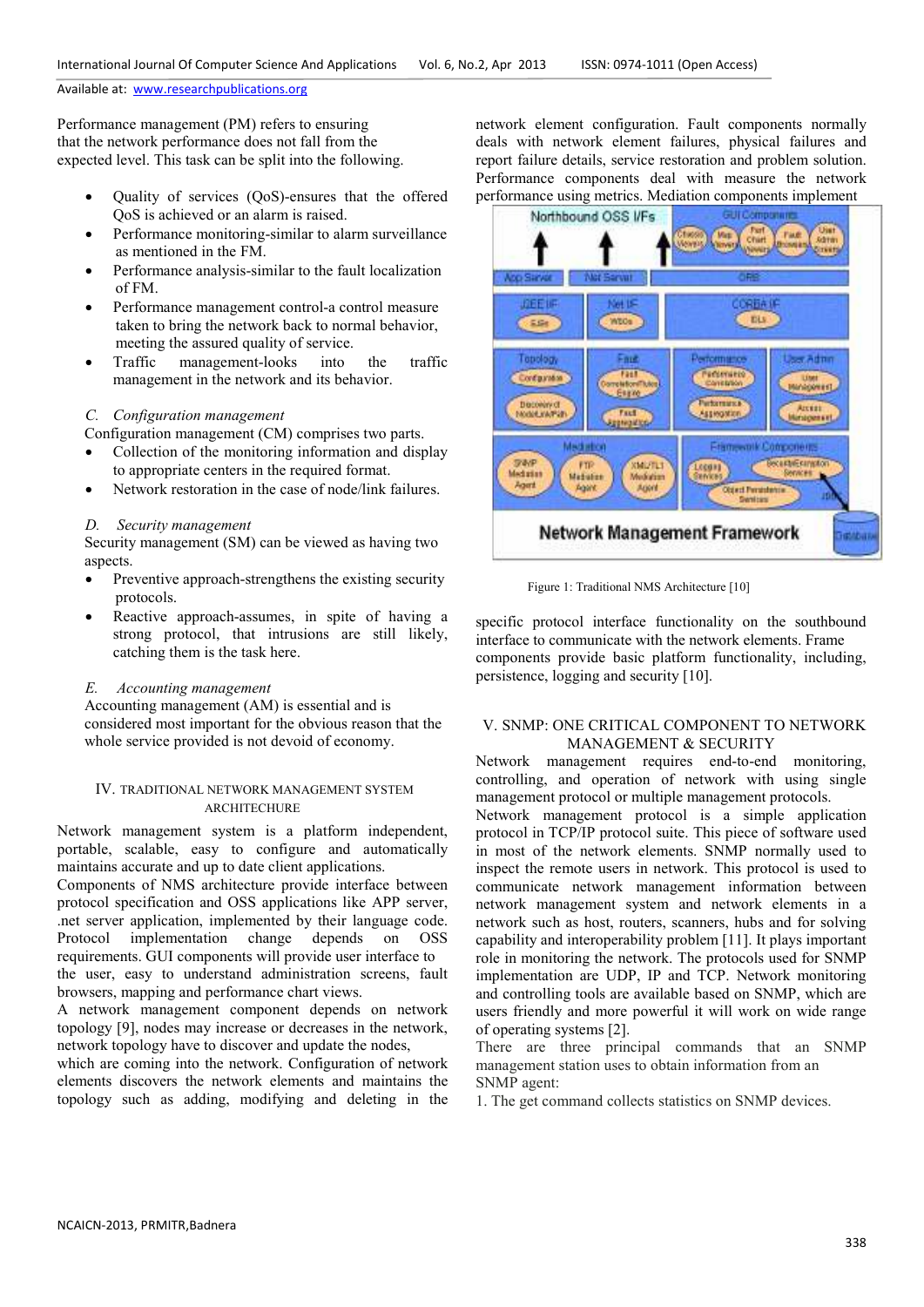Performance management (PM) refers to ensuring that the network performance does not fall from the expected level. This task can be split into the following.

- Quality of services (QoS)-ensures that the offered QoS is achieved or an alarm is raised.
- Performance monitoring-similar to alarm surveillance as mentioned in the FM.
- Performance analysis-similar to the fault localization of FM.
- Performance management control-a control measure taken to bring the network back to normal behavior, meeting the assured quality of service.
- Traffic management-looks into the traffic management in the network and its behavior.

### *C. Configuration management*

Configuration management (CM) comprises two parts.

- Collection of the monitoring information and display to appropriate centers in the required format.
- Network restoration in the case of node/link failures.

### *D. Security management*

Security management (SM) can be viewed as having two aspects.

- Preventive approach-strengthens the existing security protocols.
- Reactive approach-assumes, in spite of having a strong protocol, that intrusions are still likely, catching them is the task here.

### *E. Accounting management*

Accounting management (AM) is essential and is considered most important for the obvious reason that the whole service provided is not devoid of economy.

## IV. TRADITIONAL NETWORK MANAGEMENT SYSTEM ARCHITECTURE

Network management system is a platform independent, portable, scalable, easy to configure and automatically maintains accurate and up to date client applications.

Components of NMS architecture provide interface between protocol specification and OSS applications like APP server, .net server application, implemented by their language code. Protocol implementation change depends on OSS requirements. GUI components will provide user interface to the user, easy to understand administration screens, fault browsers, mapping and performance chart views.

A network management component depends on network topology [9], nodes may increase or decreases in the network, network topology have to discover and update the nodes, which are coming into the network. Configuration of network elements discovers the network elements and maintains the topology such as adding, modifying and deleting in the network element configuration. Fault components normally deals with network element failures, physical failures and report failure details, service restoration and problem solution. Performance components deal with measure the network performance using metrics. Mediation components implement specific protocol interface functionality on the southbound interface to communicate with the network elements. Frame components provide basic platform functionality, including, persistence, logging and security [10].

Figure 1: Traditional NMS Architecture [10]

## V. SNMP: ONE CRITICAL COMPONENT TO NETWORK MANAGEMENT & SECURITY

Network management requires end-to-end monitoring, controlling, and operation of network with using single management protocol or multiple management protocols.

Network management protocol is a simple application protocol in TCP/IP protocol suite. This piece of software used in most of the network elements. SNMP normally used to inspect the remote users in network. This protocol is used to communicate network management information between network management system and network elements in a network such as host, routers, scanners, hubs and for solving capability and interoperability problem [11]. It plays important role in monitoring the network. The protocols used for SNMP implementation are UDP, IP and TCP. Network monitoring and controlling tools are available based on SNMP, which are users friendly and more powerful it will work on wide range of operating systems [2].

There are three principal commands that an SNMP management station uses to obtain information from an SNMP agent:

1. The get command collects statistics on SNMP devices.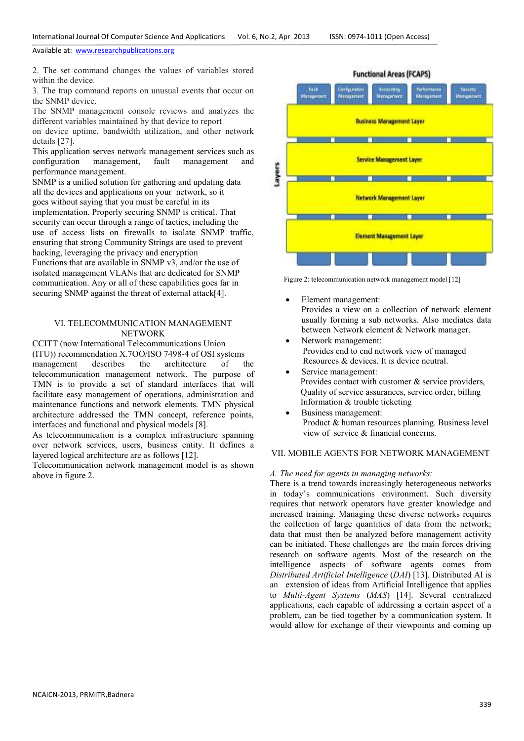2. The set command changes the values of variables stored within the device.

3. The trap command reports on unusual events that occur on the SNMP device.

The SNMP management console reviews and analyzes the different variables maintained by that device to report on device uptime, bandwidth utilization, and other network details [27].

This application serves network management services such as configuration management, fault management and performance management.

SNMP is a unified solution for gathering and updating data all the devices and applications on your network, so it goes without saying that you must be careful in its implementation. Properly securing SNMP is critical. That security can occur through a range of tactics, including the use of access lists on firewalls to isolate SNMP traffic, ensuring that strong Community Strings are used to prevent hacking, leveraging the privacy and encryption Functions that are available in SNMP v3, and/or the use of isolated management VLANs that are dedicated for SNMP communication. Any or all of these capabilities goes far in securing SNMP against the threat of external attack[4].

## VI. TELECOMMUNICATION MANAGEMENT NETWORK

CCITT (now International Telecommunications Union (ITU)) recommendation X.7OO/ISO 7498-4 of OSI systems management describes the architecture of the telecommunication management network. The purpose of TMN is to provide a set of standard interfaces that will facilitate easy management of operations, administration and maintenance functions and network elements. TMN physical architecture addressed the TMN concept, reference points, interfaces and functional and physical models [8].

As telecommunication is a complex infrastructure spanning over network services, users, business entity. It defines a layered logical architecture are as follows [12].

Telecommunication network management model is as shown above in figure 2.

Figure 2: telecommunication network management model [12]

- Element management:
  Provides a view on a collection of network element usually forming a sub networks. Also mediates data between Network element & Network manager.
- Network management:
  Provides end to end network view of managed Resources & devices. It is device neutral.
- Service management:
  Provides contact with customer & service providers, Quality of service assurances, service order, billing Information & trouble ticketing
- Business management:
  Product & human resources planning. Business level view of service & financial concerns.

## VII. MOBILE AGENTS FOR NETWORK MANAGEMENT

### *A. The need for agents in managing networks:*

There is a trend towards increasingly heterogeneous networks in today's communications environment. Such diversity requires that network operators have greater knowledge and increased training. Managing these diverse networks requires the collection of large quantities of data from the network; data that must then be analyzed before management activity can be initiated. These challenges are the main forces driving research on software agents. Most of the research on the intelligence aspects of software agents comes from *Distributed Artificial Intelligence* (*DAI*) [13]. Distributed AI is an extension of ideas from Artificial Intelligence that applies to *Multi-Agent Systems* (*MAS*) [14]. Several centralized applications, each capable of addressing a certain aspect of a problem, can be tied together by a communication system. It would allow for exchange of their viewpoints and coming up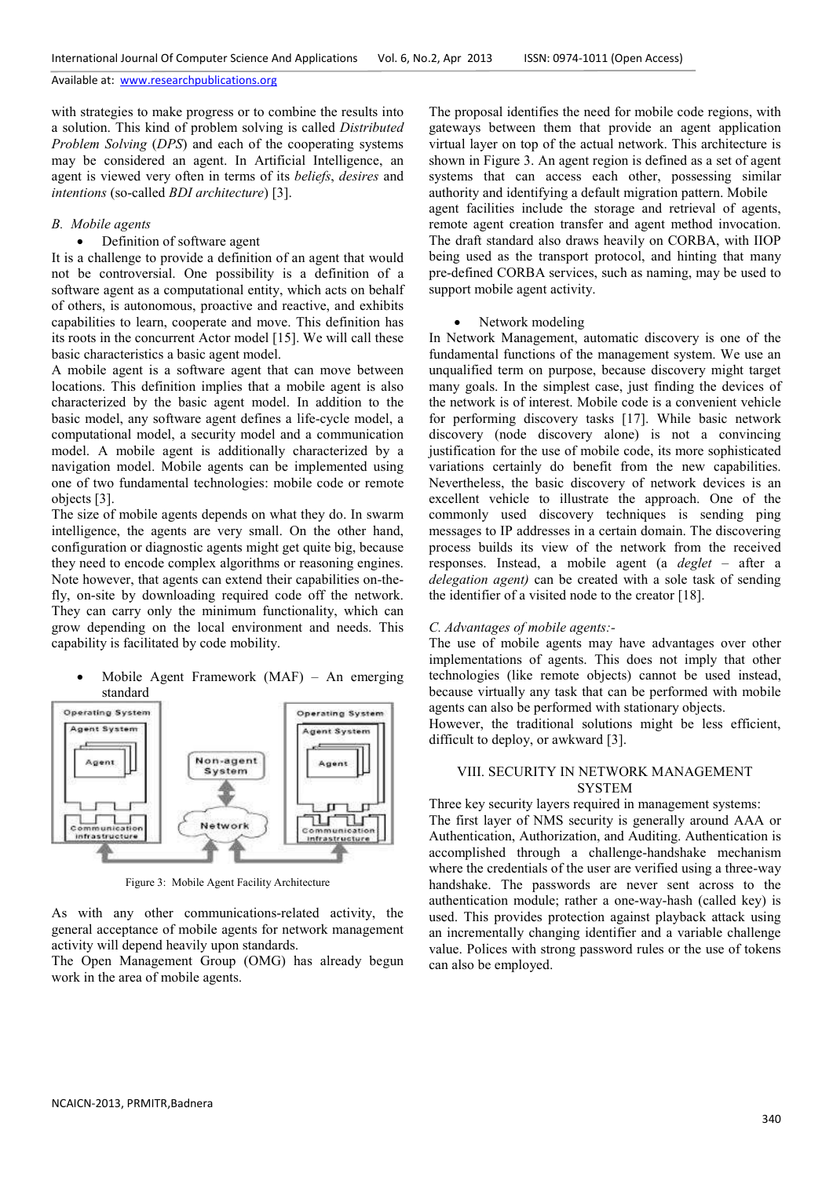with strategies to make progress or to combine the results into a solution. This kind of problem solving is called *Distributed Problem Solving* (*DPS*) and each of the cooperating systems may be considered an agent. In Artificial Intelligence, an agent is viewed very often in terms of its *beliefs*, *desires* and *intentions* (so-called *BDI architecture*) [3].

### *B. Mobile agents*

- Definition of software agent

It is a challenge to provide a definition of an agent that would not be controversial. One possibility is a definition of a software agent as a computational entity, which acts on behalf of others, is autonomous, proactive and reactive, and exhibits capabilities to learn, cooperate and move. This definition has its roots in the concurrent Actor model [15]. We will call these basic characteristics a basic agent model.

A mobile agent is a software agent that can move between locations. This definition implies that a mobile agent is also characterized by the basic agent model. In addition to the basic model, any software agent defines a life-cycle model, a computational model, a security model and a communication model. A mobile agent is additionally characterized by a navigation model. Mobile agents can be implemented using one of two fundamental technologies: mobile code or remote objects [3].

The size of mobile agents depends on what they do. In swarm intelligence, the agents are very small. On the other hand, configuration or diagnostic agents might get quite big, because they need to encode complex algorithms or reasoning engines. Note however, that agents can extend their capabilities on-the-fly, on-site by downloading required code off the network. They can carry only the minimum functionality, which can grow depending on the local environment and needs. This capability is facilitated by code mobility.

- Mobile Agent Framework (MAF) – An emerging standard

Figure 3: Mobile Agent Facility Architecture

As with any other communications-related activity, the general acceptance of mobile agents for network management activity will depend heavily upon standards.

The Open Management Group (OMG) has already begun work in the area of mobile agents.

The proposal identifies the need for mobile code regions, with gateways between them that provide an agent application virtual layer on top of the actual network. This architecture is shown in Figure 3. An agent region is defined as a set of agent systems that can access each other, possessing similar authority and identifying a default migration pattern. Mobile agent facilities include the storage and retrieval of agents, remote agent creation transfer and agent method invocation. The draft standard also draws heavily on CORBA, with IIOP being used as the transport protocol, and hinting that many pre-defined CORBA services, such as naming, may be used to support mobile agent activity.

- Network modeling

In Network Management, automatic discovery is one of the fundamental functions of the management system. We use an unqualified term on purpose, because discovery might target many goals. In the simplest case, just finding the devices of the network is of interest. Mobile code is a convenient vehicle for performing discovery tasks [17]. While basic network discovery (node discovery alone) is not a convincing justification for the use of mobile code, its more sophisticated variations certainly do benefit from the new capabilities. Nevertheless, the basic discovery of network devices is an excellent vehicle to illustrate the approach. One of the commonly used discovery techniques is sending ping messages to IP addresses in a certain domain. The discovering process builds its view of the network from the received responses. Instead, a mobile agent (a *deglet* – after a *delegation agent)* can be created with a sole task of sending the identifier of a visited node to the creator [18].

### *C. Advantages of mobile agents:-*

The use of mobile agents may have advantages over other implementations of agents. This does not imply that other technologies (like remote objects) cannot be used instead, because virtually any task that can be performed with mobile agents can also be performed with stationary objects.

However, the traditional solutions might be less efficient, difficult to deploy, or awkward [3].

## VIII. SECURITY IN NETWORK MANAGEMENT SYSTEM

Three key security layers required in management systems:

The first layer of NMS security is generally around AAA or Authentication, Authorization, and Auditing. Authentication is accomplished through a challenge-handshake mechanism where the credentials of the user are verified using a three-way handshake. The passwords are never sent across to the authentication module; rather a one-way-hash (called key) is used. This provides protection against playback attack using an incrementally changing identifier and a variable challenge value. Polices with strong password rules or the use of tokens can also be employed.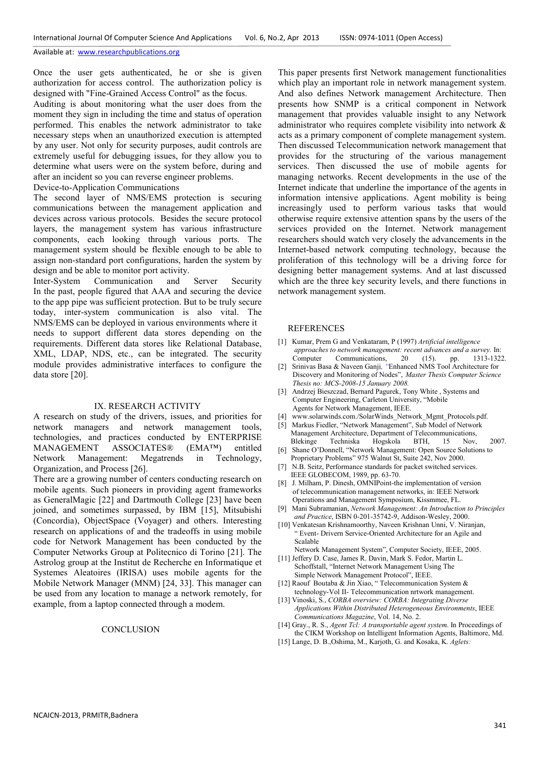Once the user gets authenticated, he or she is given authorization for access control. The authorization policy is designed with "Fine-Grained Access Control" as the focus.

Auditing is about monitoring what the user does from the moment they sign in including the time and status of operation performed. This enables the network administrator to take necessary steps when an unauthorized execution is attempted by any user. Not only for security purposes, audit controls are extremely useful for debugging issues, for they allow you to determine what users were on the system before, during and after an incident so you can reverse engineer problems.

Device-to-Application Communications

The second layer of NMS/EMS protection is securing communications between the management application and devices across various protocols. Besides the secure protocol layers, the management system has various infrastructure components, each looking through various ports. The management system should be flexible enough to be able to assign non-standard port configurations, harden the system by design and be able to monitor port activity.

Inter-System Communication and Server Security

In the past, people figured that AAA and securing the device to the app pipe was sufficient protection. But to be truly secure today, inter-system communication is also vital. The NMS/EMS can be deployed in various environments where it needs to support different data stores depending on the requirements. Different data stores like Relational Database, XML, LDAP, NDS, etc., can be integrated. The security module provides administrative interfaces to configure the data store [20].

## IX. RESEARCH ACTIVITY

A research on study of the drivers, issues, and priorities for network managers and network management tools, technologies, and practices conducted by ENTERPRISE MANAGEMENT ASSOCIATES® (EMA™) entitled Network Management: Megatrends in Technology, Organization, and Process [26].

There are a growing number of centers conducting research on mobile agents. Such pioneers in providing agent frameworks as GeneralMagic [22] and Dartmouth College [23] have been joined, and sometimes surpassed, by IBM [15], Mitsubishi (Concordia), ObjectSpace (Voyager) and others. Interesting research on applications of and the tradeoffs in using mobile code for Network Management has been conducted by the Computer Networks Group at Politecnico di Torino [21]. The Astrolog group at the Institut de Recherche en Informatique et Systemes Aleatoires (IRISA) uses mobile agents for the Mobile Network Manager (MNM) [24, 33]. This manager can be used from any location to manage a network remotely, for example, from a laptop connected through a modem.

## CONCLUSION

This paper presents first Network management functionalities which play an important role in network management system. And also defines Network management Architecture. Then presents how SNMP is a critical component in Network management that provides valuable insight to any Network administrator who requires complete visibility into network & acts as a primary component of complete management system. Then discussed Telecommunication network management that provides for the structuring of the various management services. Then discussed the use of mobile agents for managing networks. Recent developments in the use of the Internet indicate that underline the importance of the agents in information intensive applications. Agent mobility is being increasingly used to perform various tasks that would otherwise require extensive attention spans by the users of the services provided on the Internet. Network management researchers should watch very closely the advancements in the Internet-based network computing technology, because the proliferation of this technology will be a driving force for designing better management systems. And at last discussed which are the three key security levels, and there functions in network management system.

## REFERENCES

[1] Kumar, Prem G and Venkataram, P (1997) *Artificial intelligence approaches to network management: recent advances and a survey.* In: Computer Communications, 20 (15). pp. 1313-1322.

[2] Srinivas Basa & Naveen Ganji, "Enhanced NMS Tool Architecture for Discovery and Monitoring of Nodes", *Master Thesis Computer Science Thesis no: MCS-2008-15 January 2008.*

[3] Andrzej Bieszczad, Bernard Pagurek, Tony White , Systems and Computer Engineering, Carleton University, "Mobile Agents for Network Management, IEEE.

[4] www.solarwinds.com./SolarWinds_Network_Mgmt_Protocols.pdf.

[5] Markus Fiedler, "Network Management", Sub Model of Network Management Architecture, Department of Telecommunications, Blekinge Techniska Hogskola BTH, 15 Nov, 2007.

[6] Shane O'Donnell, "Network Management: Open Source Solutions to Proprietary Problems" 975 Walnut St, Suite 242, Nov 2000.

[7] N.B. Seitz, Performance standards for packet switched services. IEEE GLOBECOM, 1989, pp. 63-70.

[8] J. Milham, P. Dinesh, OMNIPoint-the implementation of version of telecommunication management networks, in: IEEE Network Operations and Management Symposium, Kissmmee, FL.

[9] Mani Subramanian, *Network Management: An Introduction to Principles and Practice*, ISBN 0-201-35742-9, Addison-Wesley, 2000.

[10] Venkatesan Krishnamoorthy, Naveen Krishnan Unni, V. Niranjan, " Event- Drivern Service-Oriented Architecture for an Agile and Scalable Network Management System", Computer Society, IEEE, 2005.

[11] Jeffery D. Case, James R. Davin, Mark S. Fedor, Martin L. Schoffstall, "Internet Network Management Using The Simple Network Management Protocol", IEEE.

[12] Raouf Boutaba & Jin Xiao, " Telecommunication System & technology-Vol II- Telecommunication nrtwork management.

[13] Vinoski, S., *CORBA overview: CORBA: Integrating Diverse Applications Within Distributed Heterogeneous Environments*, IEEE *Communications Magazine*, Vol. 14, No. 2.

[14] Gray., R. S., *Agent Tcl: A transportable agent system*. In Proceedings of the CIKM Workshop on Intelligent Information Agents, Baltimore, Md.

[15] Lange, D. B.,Oshima, M., Karjoth, G. and Kosaka, K. *Aglets:*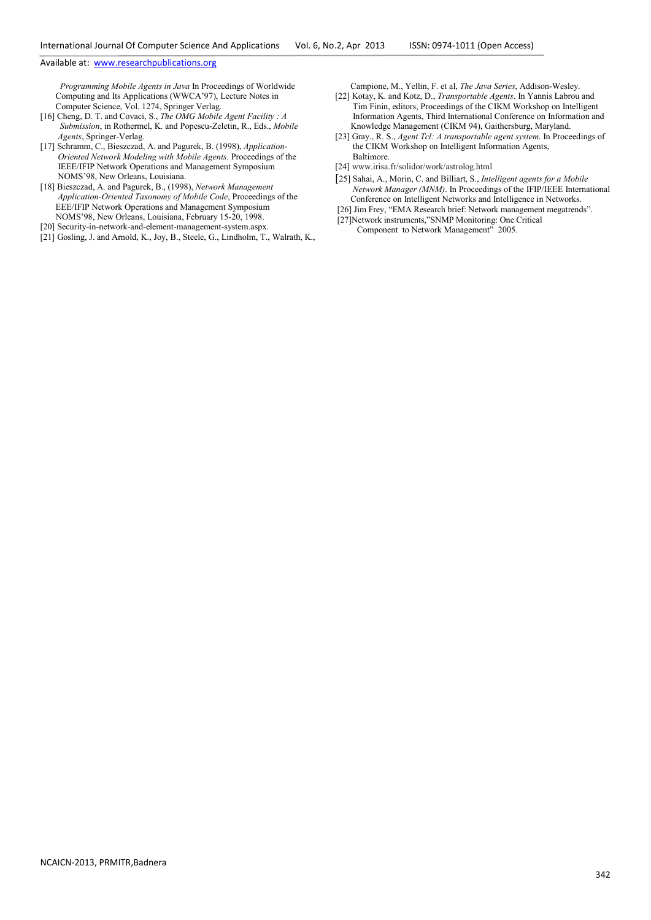*Programming Mobile Agents in Java* In Proceedings of Worldwide Computing and Its Applications (WWCA'97), Lecture Notes in Computer Science, Vol. 1274, Springer Verlag.

[16] Cheng, D. T. and Covaci, S., *The OMG Mobile Agent Facility : A Submission*, in Rothermel, K. and Popescu-Zeletin, R., Eds., *Mobile Agents*, Springer-Verlag.

[17] Schramm, C., Bieszczad, A. and Pagurek, B. (1998), *Application-Oriented Network Modeling with Mobile Agents*. Proceedings of the IEEE/IFIP Network Operations and Management Symposium NOMS'98, New Orleans, Louisiana.

[18] Bieszczad, A. and Pagurek, B., (1998), *Network Management Application-Oriented Taxonomy of Mobile Code*, Proceedings of the EEE/IFIP Network Operations and Management Symposium NOMS'98, New Orleans, Louisiana, February 15-20, 1998.

[20] Security-in-network-and-element-management-system.aspx.

[21] Gosling, J. and Arnold, K., Joy, B., Steele, G., Lindholm, T., Walrath, K., Campione, M., Yellin, F. et al, *The Java Series*, Addison-Wesley.

[22] Kotay, K. and Kotz, D., *Transportable Agents*. In Yannis Labrou and Tim Finin, editors, Proceedings of the CIKM Workshop on Intelligent Information Agents, Third International Conference on Information and Knowledge Management (CIKM 94), Gaithersburg, Maryland.

[23] Gray., R. S., *Agent Tcl: A transportable agent system*. In Proceedings of the CIKM Workshop on Intelligent Information Agents, Baltimore.

[24] www.irisa.fr/solidor/work/astrolog.html

[25] Sahai, A., Morin, C. and Billiart, S., *Intelligent agents for a Mobile Network Manager (MNM)*. In Proceedings of the IFIP/IEEE International Conference on Intelligent Networks and Intelligence in Networks.

[26] Jim Frey, "EMA Research brief: Network management megatrends".

[27]Network instruments,"SNMP Monitoring: One Critical Component to Network Management" 2005.